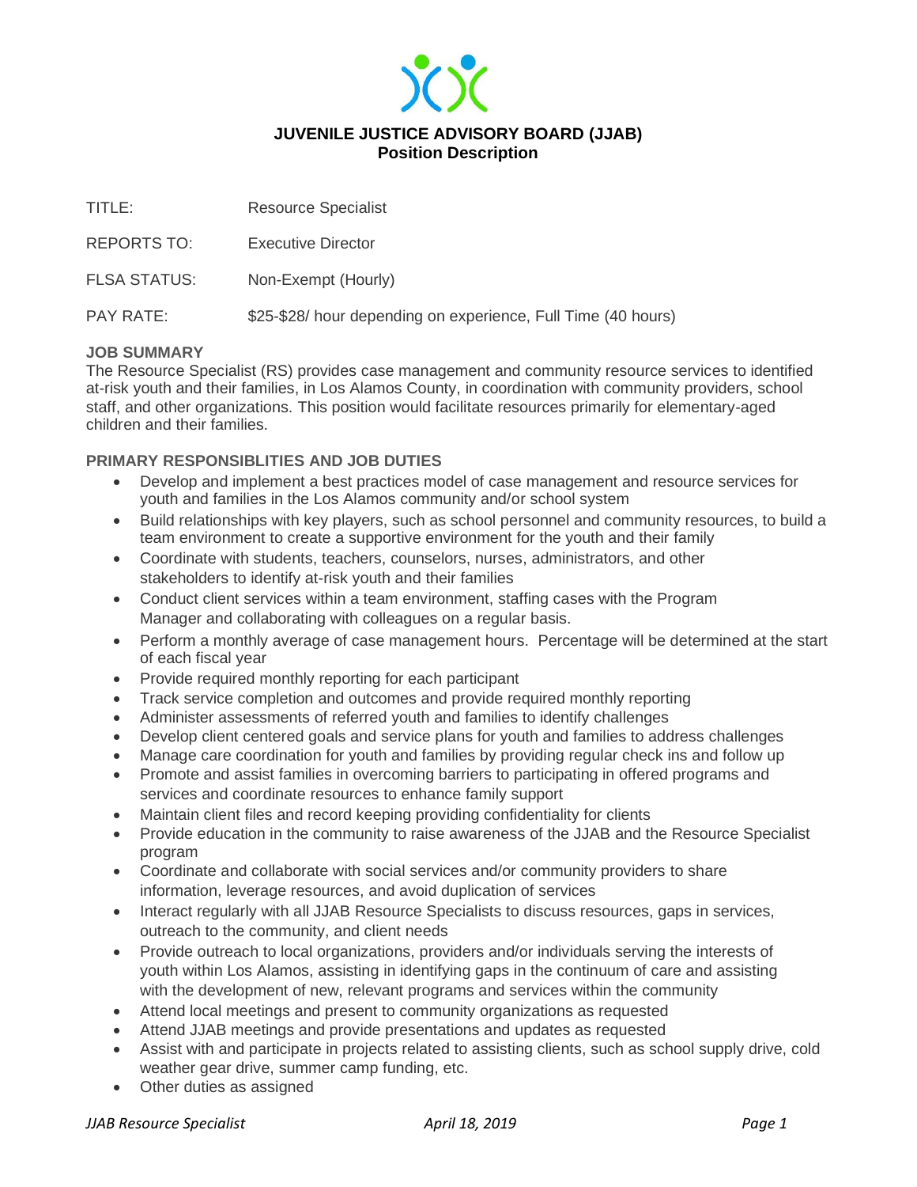# JUVENILE JUSTICE ADVISORY BOARD (JJAB)

## Position Description

TITLE: Resource Specialist

REPORTS TO: Executive Director

FLSA STATUS: Non-Exempt (Hourly)

PAY RATE: $25-$28/ hour depending on experience, Full Time (40 hours)

### JOB SUMMARY

The Resource Specialist (RS) provides case management and community resource services to identified at-risk youth and their families, in Los Alamos County, in coordination with community providers, school staff, and other organizations. This position would facilitate resources primarily for elementary-aged children and their families.

### PRIMARY RESPONSIBLITIES AND JOB DUTIES

- Develop and implement a best practices model of case management and resource services for youth and families in the Los Alamos community and/or school system
- Build relationships with key players, such as school personnel and community resources, to build a team environment to create a supportive environment for the youth and their family
- Coordinate with students, teachers, counselors, nurses, administrators, and other stakeholders to identify at-risk youth and their families
- Conduct client services within a team environment, staffing cases with the Program Manager and collaborating with colleagues on a regular basis.
- Perform a monthly average of case management hours. Percentage will be determined at the start of each fiscal year
- Provide required monthly reporting for each participant
- Track service completion and outcomes and provide required monthly reporting
- Administer assessments of referred youth and families to identify challenges
- Develop client centered goals and service plans for youth and families to address challenges
- Manage care coordination for youth and families by providing regular check ins and follow up
- Promote and assist families in overcoming barriers to participating in offered programs and services and coordinate resources to enhance family support
- Maintain client files and record keeping providing confidentiality for clients
- Provide education in the community to raise awareness of the JJAB and the Resource Specialist program
- Coordinate and collaborate with social services and/or community providers to share information, leverage resources, and avoid duplication of services
- Interact regularly with all JJAB Resource Specialists to discuss resources, gaps in services, outreach to the community, and client needs
- Provide outreach to local organizations, providers and/or individuals serving the interests of youth within Los Alamos, assisting in identifying gaps in the continuum of care and assisting with the development of new, relevant programs and services within the community
- Attend local meetings and present to community organizations as requested
- Attend JJAB meetings and provide presentations and updates as requested
- Assist with and participate in projects related to assisting clients, such as school supply drive, cold weather gear drive, summer camp funding, etc.
- Other duties as assigned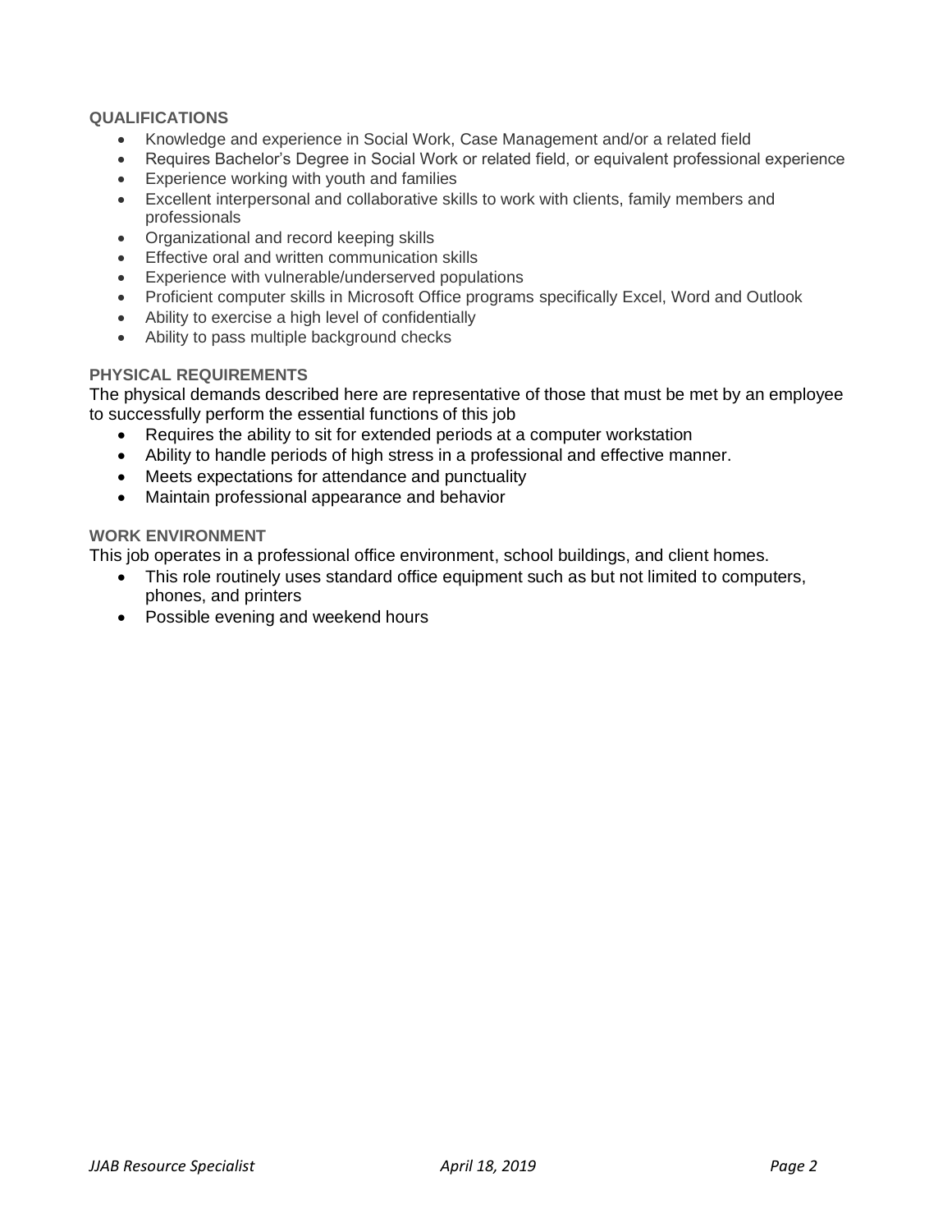### QUALIFICATIONS

- Knowledge and experience in Social Work, Case Management and/or a related field
- Requires Bachelor's Degree in Social Work or related field, or equivalent professional experience
- Experience working with youth and families
- Excellent interpersonal and collaborative skills to work with clients, family members and professionals
- Organizational and record keeping skills
- Effective oral and written communication skills
- Experience with vulnerable/underserved populations
- Proficient computer skills in Microsoft Office programs specifically Excel, Word and Outlook
- Ability to exercise a high level of confidentially
- Ability to pass multiple background checks

### PHYSICAL REQUIREMENTS

The physical demands described here are representative of those that must be met by an employee to successfully perform the essential functions of this job

- Requires the ability to sit for extended periods at a computer workstation
- Ability to handle periods of high stress in a professional and effective manner.
- Meets expectations for attendance and punctuality
- Maintain professional appearance and behavior

### WORK ENVIRONMENT

This job operates in a professional office environment, school buildings, and client homes.

- This role routinely uses standard office equipment such as but not limited to computers, phones, and printers
- Possible evening and weekend hours